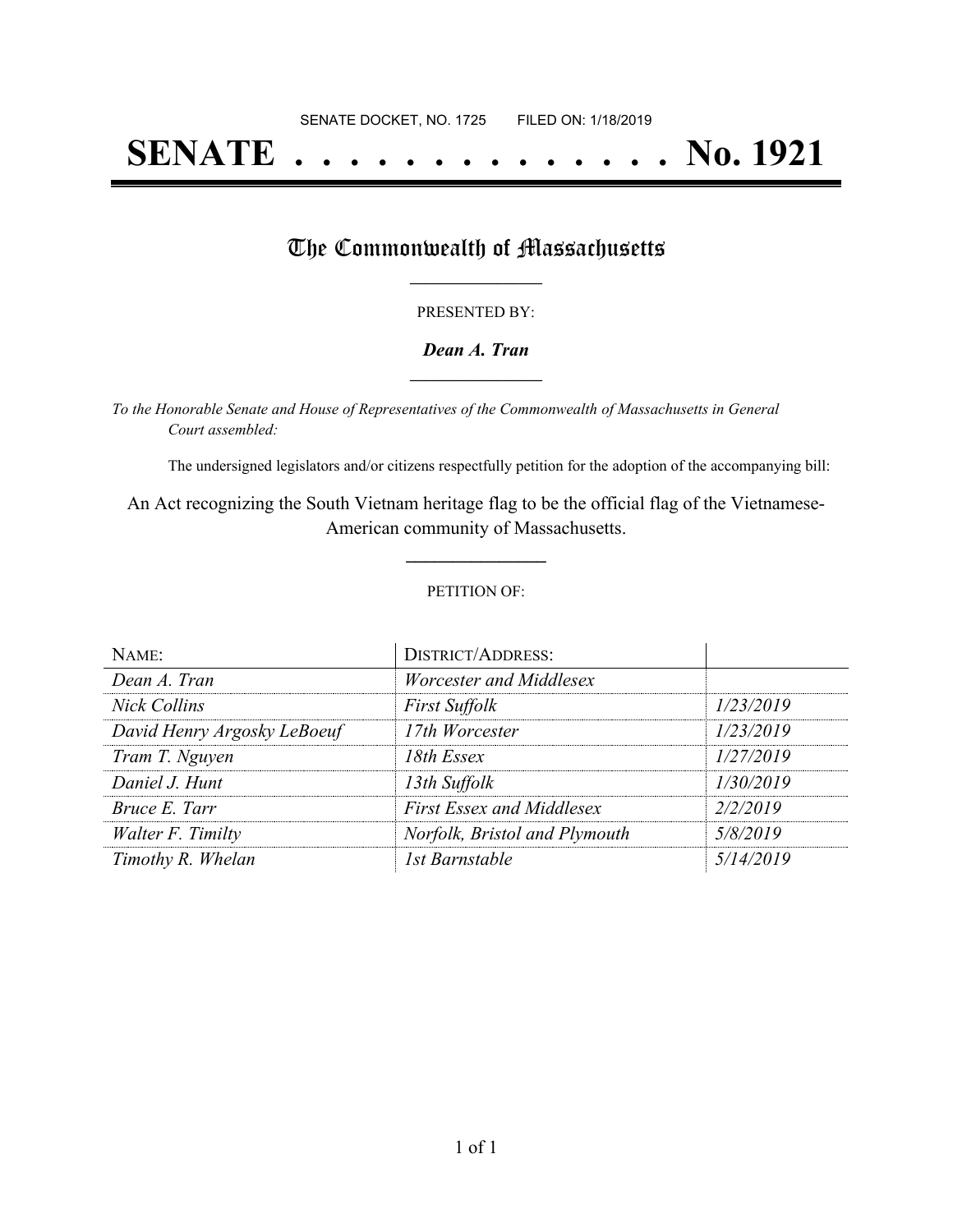SENATE DOCKET, NO. 1725 FILED ON: 1/18/2019

# SENATE . . . . . . . . . . . . . . No. 1921

## The Commonwealth of Massachusetts

PRESENTED BY:

***Dean A. Tran***

*To the Honorable Senate and House of Representatives of the Commonwealth of Massachusetts in General Court assembled:*

The undersigned legislators and/or citizens respectfully petition for the adoption of the accompanying bill:

An Act recognizing the South Vietnam heritage flag to be the official flag of the Vietnamese-American community of Massachusetts.

PETITION OF:

| NAME: | DISTRICT/ADDRESS: | |
|---|---|---|
| *Dean A. Tran* | *Worcester and Middlesex* | |
| *Nick Collins* | *First Suffolk* | *1/23/2019* |
| *David Henry Argosky LeBoeuf* | *17th Worcester* | *1/23/2019* |
| *Tram T. Nguyen* | *18th Essex* | *1/27/2019* |
| *Daniel J. Hunt* | *13th Suffolk* | *1/30/2019* |
| *Bruce E. Tarr* | *First Essex and Middlesex* | *2/2/2019* |
| *Walter F. Timilty* | *Norfolk, Bristol and Plymouth* | *5/8/2019* |
| *Timothy R. Whelan* | *1st Barnstable* | *5/14/2019* |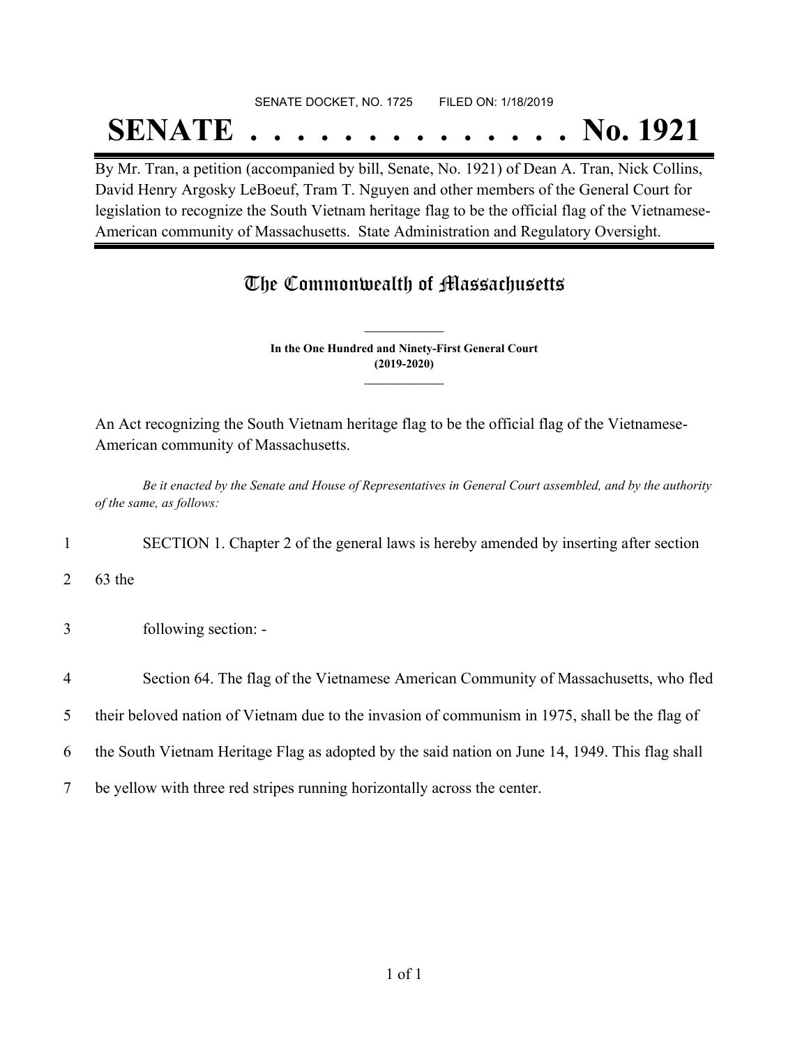SENATE DOCKET, NO. 1725        FILED ON: 1/18/2019

# SENATE . . . . . . . . . . . . . . No. 1921

By Mr. Tran, a petition (accompanied by bill, Senate, No. 1921) of Dean A. Tran, Nick Collins, David Henry Argosky LeBoeuf, Tram T. Nguyen and other members of the General Court for legislation to recognize the South Vietnam heritage flag to be the official flag of the Vietnamese-American community of Massachusetts. State Administration and Regulatory Oversight.

## The Commonwealth of Massachusetts

**In the One Hundred and Ninety-First General Court**
**(2019-2020)**

An Act recognizing the South Vietnam heritage flag to be the official flag of the Vietnamese-American community of Massachusetts.

*Be it enacted by the Senate and House of Representatives in General Court assembled, and by the authority of the same, as follows:*

1 SECTION 1. Chapter 2 of the general laws is hereby amended by inserting after section

2 63 the

3 following section: -

4 Section 64. The flag of the Vietnamese American Community of Massachusetts, who fled

5 their beloved nation of Vietnam due to the invasion of communism in 1975, shall be the flag of

6 the South Vietnam Heritage Flag as adopted by the said nation on June 14, 1949. This flag shall

7 be yellow with three red stripes running horizontally across the center.